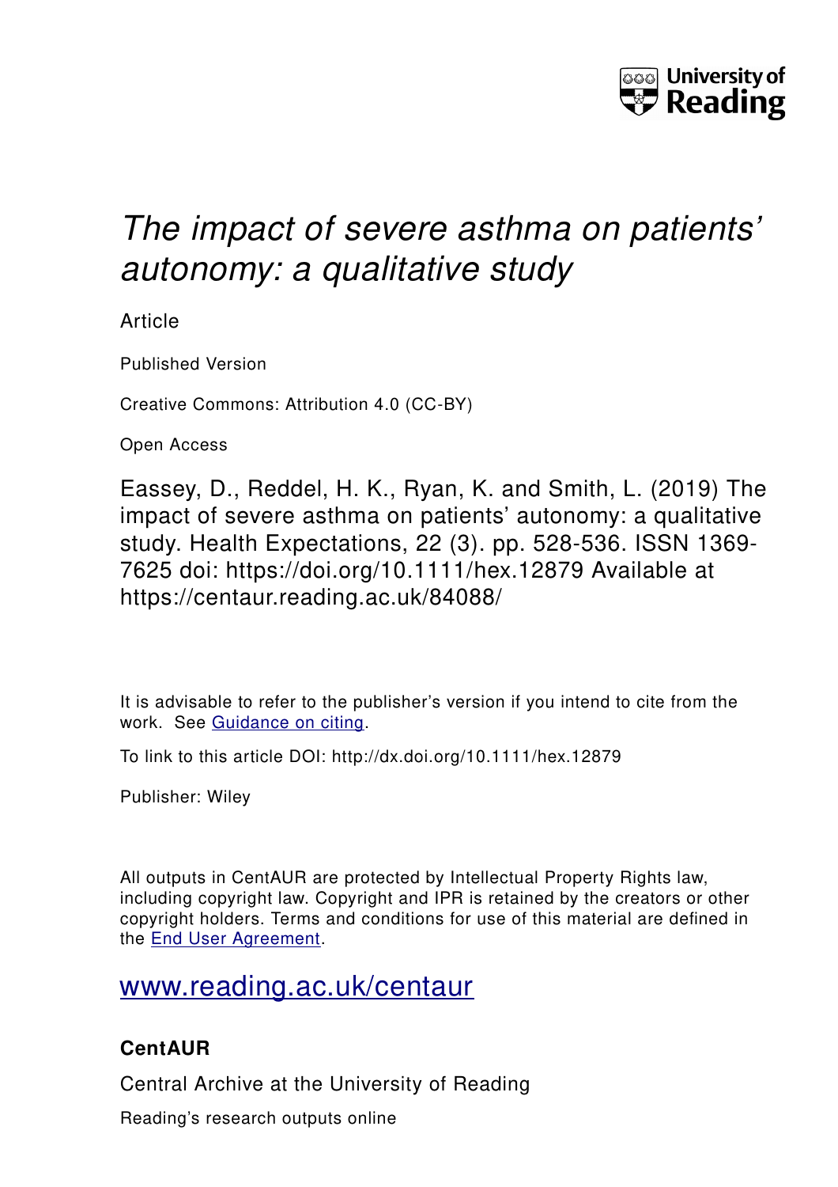University of Reading

# *The impact of severe asthma on patients' autonomy: a qualitative study*

Article

Published Version

Creative Commons: Attribution 4.0 (CC-BY)

Open Access

Eassey, D., Reddel, H. K., Ryan, K. and Smith, L. (2019) The impact of severe asthma on patients' autonomy: a qualitative study. Health Expectations, 22 (3). pp. 528-536. ISSN 1369-7625 doi: https://doi.org/10.1111/hex.12879 Available at https://centaur.reading.ac.uk/84088/

It is advisable to refer to the publisher's version if you intend to cite from the work. See Guidance on citing.

To link to this article DOI: http://dx.doi.org/10.1111/hex.12879

Publisher: Wiley

All outputs in CentAUR are protected by Intellectual Property Rights law, including copyright law. Copyright and IPR is retained by the creators or other copyright holders. Terms and conditions for use of this material are defined in the End User Agreement.

www.reading.ac.uk/centaur

## CentAUR

Central Archive at the University of Reading

Reading's research outputs online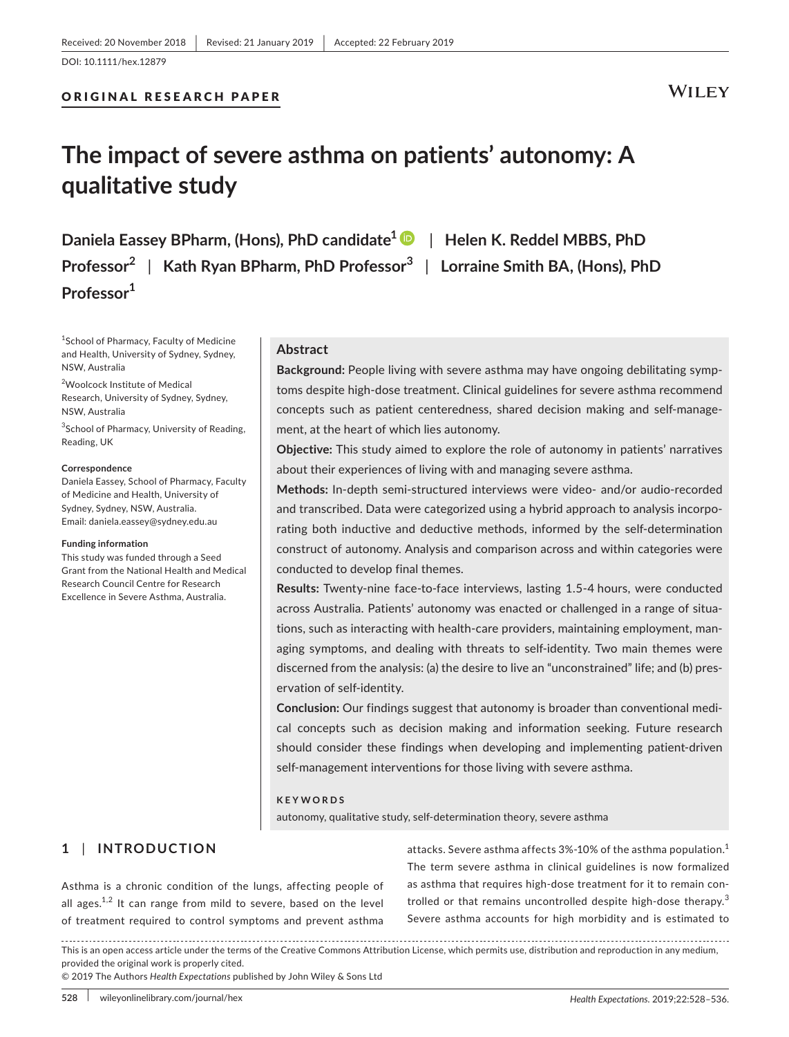Received: 20 November 2018 | Revised: 21 January 2019 | Accepted: 22 February 2019

DOI: 10.1111/hex.12879

ORIGINAL RESEARCH PAPER

# The impact of severe asthma on patients' autonomy: A qualitative study

**Daniela Eassey BPharm, (Hons), PhD candidate[1]** | **Helen K. Reddel MBBS, PhD Professor[2]** | **Kath Ryan BPharm, PhD Professor[3]** | **Lorraine Smith BA, (Hons), PhD Professor[1]**

[1]School of Pharmacy, Faculty of Medicine and Health, University of Sydney, Sydney, NSW, Australia

[2]Woolcock Institute of Medical Research, University of Sydney, Sydney, NSW, Australia

[3]School of Pharmacy, University of Reading, Reading, UK

**Correspondence**
Daniela Eassey, School of Pharmacy, Faculty of Medicine and Health, University of Sydney, Sydney, NSW, Australia.
Email: daniela.eassey@sydney.edu.au

**Funding information**
This study was funded through a Seed Grant from the National Health and Medical Research Council Centre for Research Excellence in Severe Asthma, Australia.

## Abstract

**Background:** People living with severe asthma may have ongoing debilitating symptoms despite high-dose treatment. Clinical guidelines for severe asthma recommend concepts such as patient centeredness, shared decision making and self-management, at the heart of which lies autonomy.

**Objective:** This study aimed to explore the role of autonomy in patients' narratives about their experiences of living with and managing severe asthma.

**Methods:** In-depth semi-structured interviews were video- and/or audio-recorded and transcribed. Data were categorized using a hybrid approach to analysis incorporating both inductive and deductive methods, informed by the self-determination construct of autonomy. Analysis and comparison across and within categories were conducted to develop final themes.

**Results:** Twenty-nine face-to-face interviews, lasting 1.5-4 hours, were conducted across Australia. Patients' autonomy was enacted or challenged in a range of situations, such as interacting with health-care providers, maintaining employment, managing symptoms, and dealing with threats to self-identity. Two main themes were discerned from the analysis: (a) the desire to live an "unconstrained" life; and (b) preservation of self-identity.

**Conclusion:** Our findings suggest that autonomy is broader than conventional medical concepts such as decision making and information seeking. Future research should consider these findings when developing and implementing patient-driven self-management interventions for those living with severe asthma.

**KEYWORDS**

autonomy, qualitative study, self-determination theory, severe asthma

## 1 | INTRODUCTION

Asthma is a chronic condition of the lungs, affecting people of all ages.[1,2] It can range from mild to severe, based on the level of treatment required to control symptoms and prevent asthma attacks. Severe asthma affects 3%-10% of the asthma population.[1] The term severe asthma in clinical guidelines is now formalized as asthma that requires high-dose treatment for it to remain controlled or that remains uncontrolled despite high-dose therapy.[3] Severe asthma accounts for high morbidity and is estimated to

This is an open access article under the terms of the Creative Commons Attribution License, which permits use, distribution and reproduction in any medium, provided the original work is properly cited.
© 2019 The Authors *Health Expectations* published by John Wiley & Sons Ltd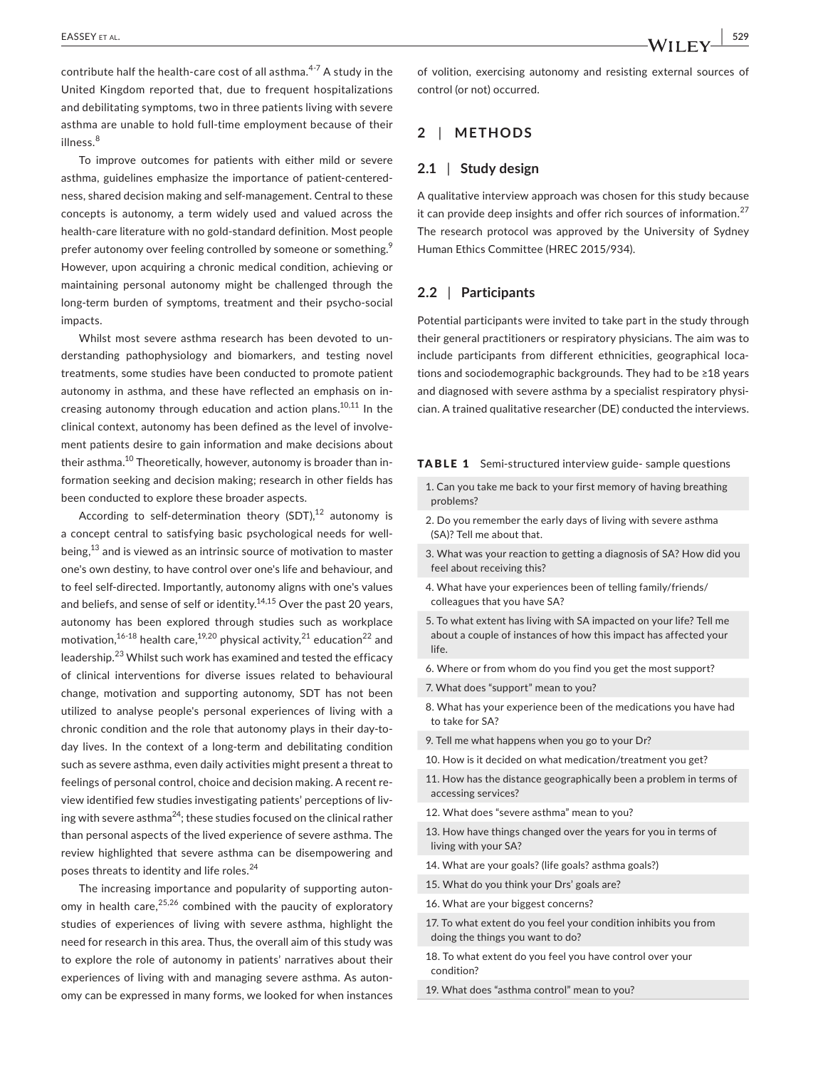contribute half the health-care cost of all asthma.[4-7] A study in the United Kingdom reported that, due to frequent hospitalizations and debilitating symptoms, two in three patients living with severe asthma are unable to hold full-time employment because of their illness.[8]

To improve outcomes for patients with either mild or severe asthma, guidelines emphasize the importance of patient-centeredness, shared decision making and self-management. Central to these concepts is autonomy, a term widely used and valued across the health-care literature with no gold-standard definition. Most people prefer autonomy over feeling controlled by someone or something.[9] However, upon acquiring a chronic medical condition, achieving or maintaining personal autonomy might be challenged through the long-term burden of symptoms, treatment and their psycho-social impacts.

Whilst most severe asthma research has been devoted to understanding pathophysiology and biomarkers, and testing novel treatments, some studies have been conducted to promote patient autonomy in asthma, and these have reflected an emphasis on increasing autonomy through education and action plans.[10,11] In the clinical context, autonomy has been defined as the level of involvement patients desire to gain information and make decisions about their asthma.[10] Theoretically, however, autonomy is broader than information seeking and decision making; research in other fields has been conducted to explore these broader aspects.

According to self-determination theory (SDT),[12] autonomy is a concept central to satisfying basic psychological needs for well-being,[13] and is viewed as an intrinsic source of motivation to master one's own destiny, to have control over one's life and behaviour, and to feel self-directed. Importantly, autonomy aligns with one's values and beliefs, and sense of self or identity.[14,15] Over the past 20 years, autonomy has been explored through studies such as workplace motivation,[16-18] health care,[19,20] physical activity,[21] education[22] and leadership.[23] Whilst such work has examined and tested the efficacy of clinical interventions for diverse issues related to behavioural change, motivation and supporting autonomy, SDT has not been utilized to analyse people's personal experiences of living with a chronic condition and the role that autonomy plays in their day-to-day lives. In the context of a long-term and debilitating condition such as severe asthma, even daily activities might present a threat to feelings of personal control, choice and decision making. A recent review identified few studies investigating patients' perceptions of living with severe asthma[24]; these studies focused on the clinical rather than personal aspects of the lived experience of severe asthma. The review highlighted that severe asthma can be disempowering and poses threats to identity and life roles.[24]

The increasing importance and popularity of supporting autonomy in health care,[25,26] combined with the paucity of exploratory studies of experiences of living with severe asthma, highlight the need for research in this area. Thus, the overall aim of this study was to explore the role of autonomy in patients' narratives about their experiences of living with and managing severe asthma. As autonomy can be expressed in many forms, we looked for when instances of volition, exercising autonomy and resisting external sources of control (or not) occurred.

## 2 | METHODS

### 2.1 | Study design

A qualitative interview approach was chosen for this study because it can provide deep insights and offer rich sources of information.[27] The research protocol was approved by the University of Sydney Human Ethics Committee (HREC 2015/934).

### 2.2 | Participants

Potential participants were invited to take part in the study through their general practitioners or respiratory physicians. The aim was to include participants from different ethnicities, geographical locations and sociodemographic backgrounds. They had to be ≥18 years and diagnosed with severe asthma by a specialist respiratory physician. A trained qualitative researcher (DE) conducted the interviews.

**TABLE 1** Semi-structured interview guide- sample questions

| |
|---|
| 1. Can you take me back to your first memory of having breathing problems? |
| 2. Do you remember the early days of living with severe asthma (SA)? Tell me about that. |
| 3. What was your reaction to getting a diagnosis of SA? How did you feel about receiving this? |
| 4. What have your experiences been of telling family/friends/ colleagues that you have SA? |
| 5. To what extent has living with SA impacted on your life? Tell me about a couple of instances of how this impact has affected your life. |
| 6. Where or from whom do you find you get the most support? |
| 7. What does "support" mean to you? |
| 8. What has your experience been of the medications you have had to take for SA? |
| 9. Tell me what happens when you go to your Dr? |
| 10. How is it decided on what medication/treatment you get? |
| 11. How has the distance geographically been a problem in terms of accessing services? |
| 12. What does "severe asthma" mean to you? |
| 13. How have things changed over the years for you in terms of living with your SA? |
| 14. What are your goals? (life goals? asthma goals?) |
| 15. What do you think your Drs' goals are? |
| 16. What are your biggest concerns? |
| 17. To what extent do you feel your condition inhibits you from doing the things you want to do? |
| 18. To what extent do you feel you have control over your condition? |
| 19. What does "asthma control" mean to you? |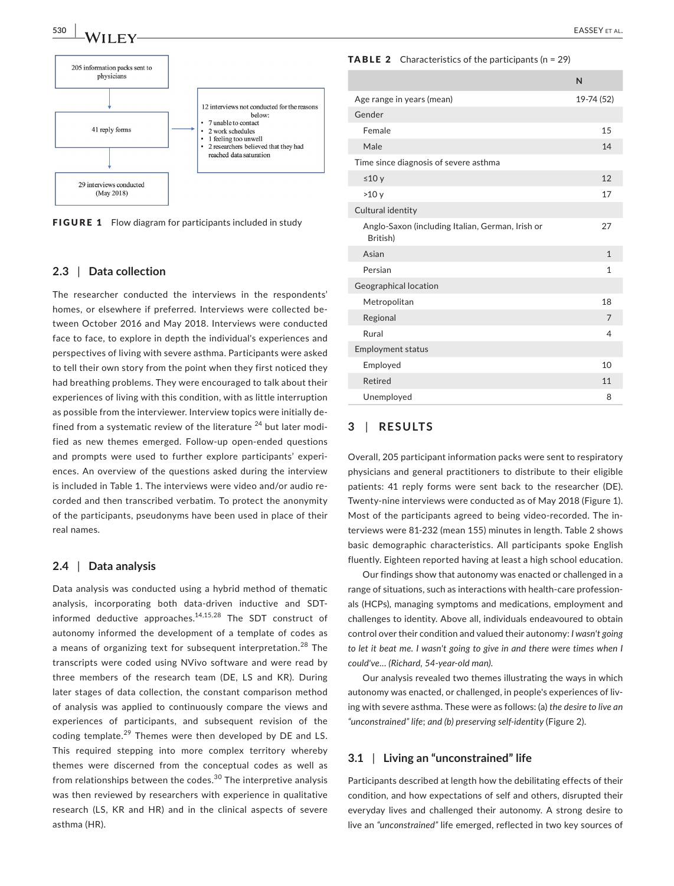205 information packs sent to physicians

41 reply forms

12 interviews not conducted for the reasons below:
- 7 unable to contact
- 2 work schedules
- 1 feeling too unwell
- 2 researchers believed that they had reached data saturation

29 interviews conducted (May 2018)

**FIGURE 1** Flow diagram for participants included in study

### 2.3 | Data collection

The researcher conducted the interviews in the respondents' homes, or elsewhere if preferred. Interviews were collected between October 2016 and May 2018. Interviews were conducted face to face, to explore in depth the individual's experiences and perspectives of living with severe asthma. Participants were asked to tell their own story from the point when they first noticed they had breathing problems. They were encouraged to talk about their experiences of living with this condition, with as little interruption as possible from the interviewer. Interview topics were initially defined from a systematic review of the literature [24] but later modified as new themes emerged. Follow-up open-ended questions and prompts were used to further explore participants' experiences. An overview of the questions asked during the interview is included in Table 1. The interviews were video and/or audio recorded and then transcribed verbatim. To protect the anonymity of the participants, pseudonyms have been used in place of their real names.

### 2.4 | Data analysis

Data analysis was conducted using a hybrid method of thematic analysis, incorporating both data-driven inductive and SDT-informed deductive approaches.[14,15,28] The SDT construct of autonomy informed the development of a template of codes as a means of organizing text for subsequent interpretation.[28] The transcripts were coded using NVivo software and were read by three members of the research team (DE, LS and KR). During later stages of data collection, the constant comparison method of analysis was applied to continuously compare the views and experiences of participants, and subsequent revision of the coding template.[29] Themes were then developed by DE and LS. This required stepping into more complex territory whereby themes were discerned from the conceptual codes as well as from relationships between the codes.[30] The interpretive analysis was then reviewed by researchers with experience in qualitative research (LS, KR and HR) and in the clinical aspects of severe asthma (HR).

**TABLE 2** Characteristics of the participants (n = 29)

| | N |
|---|---|
| Age range in years (mean) | 19-74 (52) |
| Gender | |
| Female | 15 |
| Male | 14 |
| Time since diagnosis of severe asthma | |
| ≤10 y | 12 |
| >10 y | 17 |
| Cultural identity | |
| Anglo-Saxon (including Italian, German, Irish or British) | 27 |
| Asian | 1 |
| Persian | 1 |
| Geographical location | |
| Metropolitan | 18 |
| Regional | 7 |
| Rural | 4 |
| Employment status | |
| Employed | 10 |
| Retired | 11 |
| Unemployed | 8 |

## 3 | RESULTS

Overall, 205 participant information packs were sent to respiratory physicians and general practitioners to distribute to their eligible patients: 41 reply forms were sent back to the researcher (DE). Twenty-nine interviews were conducted as of May 2018 (Figure 1). Most of the participants agreed to being video-recorded. The interviews were 81-232 (mean 155) minutes in length. Table 2 shows basic demographic characteristics. All participants spoke English fluently. Eighteen reported having at least a high school education.

Our findings show that autonomy was enacted or challenged in a range of situations, such as interactions with health-care professionals (HCPs), managing symptoms and medications, employment and challenges to identity. Above all, individuals endeavoured to obtain control over their condition and valued their autonomy: *I wasn't going to let it beat me. I wasn't going to give in and there were times when I could've… (Richard, 54-year-old man).*

Our analysis revealed two themes illustrating the ways in which autonomy was enacted, or challenged, in people's experiences of living with severe asthma. These were as follows: (a) *the desire to live an "unconstrained" life*; *and (b) preserving self-identity* (Figure 2).

### 3.1 | Living an "unconstrained" life

Participants described at length how the debilitating effects of their condition, and how expectations of self and others, disrupted their everyday lives and challenged their autonomy. A strong desire to live an *"unconstrained"* life emerged, reflected in two key sources of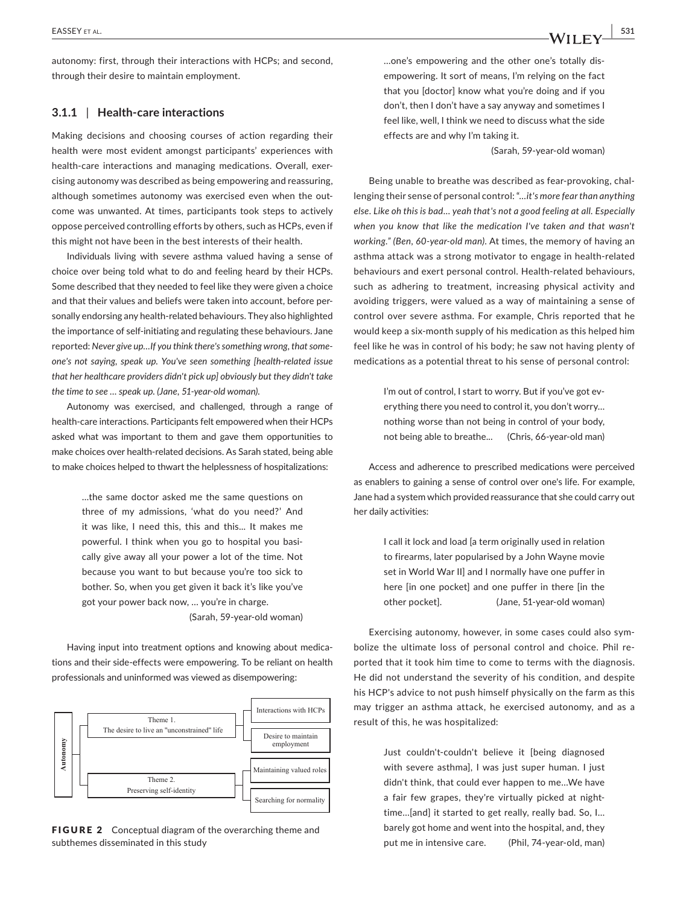autonomy: first, through their interactions with HCPs; and second, through their desire to maintain employment.

### 3.1.1 | Health-care interactions

Making decisions and choosing courses of action regarding their health were most evident amongst participants' experiences with health-care interactions and managing medications. Overall, exercising autonomy was described as being empowering and reassuring, although sometimes autonomy was exercised even when the outcome was unwanted. At times, participants took steps to actively oppose perceived controlling efforts by others, such as HCPs, even if this might not have been in the best interests of their health.

Individuals living with severe asthma valued having a sense of choice over being told what to do and feeling heard by their HCPs. Some described that they needed to feel like they were given a choice and that their values and beliefs were taken into account, before personally endorsing any health-related behaviours. They also highlighted the importance of self-initiating and regulating these behaviours. Jane reported: *Never give up…If you think there's something wrong, that someone's not saying, speak up. You've seen something [health-related issue that her healthcare providers didn't pick up] obviously but they didn't take the time to see … speak up. (Jane, 51-year-old woman).*

Autonomy was exercised, and challenged, through a range of health-care interactions. Participants felt empowered when their HCPs asked what was important to them and gave them opportunities to make choices over health-related decisions. As Sarah stated, being able to make choices helped to thwart the helplessness of hospitalizations:

> …the same doctor asked me the same questions on three of my admissions, 'what do you need?' And it was like, I need this, this and this… It makes me powerful. I think when you go to hospital you basically give away all your power a lot of the time. Not because you want to but because you're too sick to bother. So, when you get given it back it's like you've got your power back now, … you're in charge.
>
> (Sarah, 59-year-old woman)

Having input into treatment options and knowing about medications and their side-effects were empowering. To be reliant on health professionals and uninformed was viewed as disempowering:

> …one's empowering and the other one's totally disempowering. It sort of means, I'm relying on the fact that you [doctor] know what you're doing and if you don't, then I don't have a say anyway and sometimes I feel like, well, I think we need to discuss what the side effects are and why I'm taking it.
>
> (Sarah, 59-year-old woman)

Being unable to breathe was described as fear-provoking, challenging their sense of personal control: "*…it's more fear than anything else. Like oh this is bad… yeah that's not a good feeling at all. Especially when you know that like the medication I've taken and that wasn't working." (Ben, 60-year-old man).* At times, the memory of having an asthma attack was a strong motivator to engage in health-related behaviours and exert personal control. Health-related behaviours, such as adhering to treatment, increasing physical activity and avoiding triggers, were valued as a way of maintaining a sense of control over severe asthma. For example, Chris reported that he would keep a six-month supply of his medication as this helped him feel like he was in control of his body; he saw not having plenty of medications as a potential threat to his sense of personal control:

> I'm out of control, I start to worry. But if you've got everything there you need to control it, you don't worry… nothing worse than not being in control of your body, not being able to breathe… (Chris, 66-year-old man)

Access and adherence to prescribed medications were perceived as enablers to gaining a sense of control over one's life. For example, Jane had a system which provided reassurance that she could carry out her daily activities:

> I call it lock and load [a term originally used in relation to firearms, later popularised by a John Wayne movie set in World War II] and I normally have one puffer in here [in one pocket] and one puffer in there [in the other pocket]. (Jane, 51-year-old woman)

Exercising autonomy, however, in some cases could also symbolize the ultimate loss of personal control and choice. Phil reported that it took him time to come to terms with the diagnosis. He did not understand the severity of his condition, and despite his HCP's advice to not push himself physically on the farm as this may trigger an asthma attack, he exercised autonomy, and as a result of this, he was hospitalized:

> Just couldn't-couldn't believe it [being diagnosed with severe asthma], I was just super human. I just didn't think, that could ever happen to me…We have a fair few grapes, they're virtually picked at nighttime…[and] it started to get really, really bad. So, I… barely got home and went into the hospital, and, they put me in intensive care. (Phil, 74-year-old, man)

Autonomy
- Theme 1. The desire to live an "unconstrained" life
  - Interactions with HCPs
  - Desire to maintain employment
- Theme 2. Preserving self-identity
  - Maintaining valued roles
  - Searching for normality

**FIGURE 2** Conceptual diagram of the overarching theme and subthemes disseminated in this study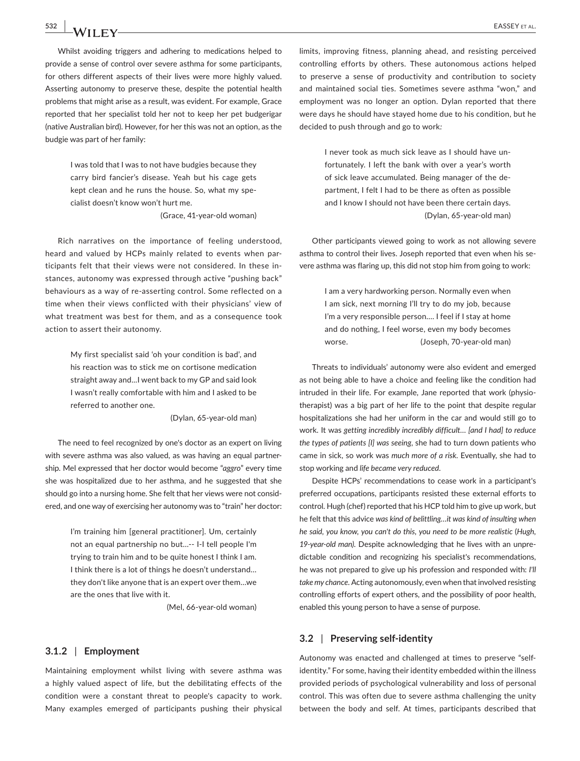Whilst avoiding triggers and adhering to medications helped to provide a sense of control over severe asthma for some participants, for others different aspects of their lives were more highly valued. Asserting autonomy to preserve these, despite the potential health problems that might arise as a result, was evident. For example, Grace reported that her specialist told her not to keep her pet budgerigar (native Australian bird). However, for her this was not an option, as the budgie was part of her family:

> I was told that I was to not have budgies because they carry bird fancier's disease. Yeah but his cage gets kept clean and he runs the house. So, what my specialist doesn't know won't hurt me.
>
> (Grace, 41-year-old woman)

Rich narratives on the importance of feeling understood, heard and valued by HCPs mainly related to events when participants felt that their views were not considered. In these instances, autonomy was expressed through active "pushing back" behaviours as a way of re-asserting control. Some reflected on a time when their views conflicted with their physicians' view of what treatment was best for them, and as a consequence took action to assert their autonomy.

> My first specialist said 'oh your condition is bad', and his reaction was to stick me on cortisone medication straight away and…I went back to my GP and said look I wasn't really comfortable with him and I asked to be referred to another one.
>
> (Dylan, 65-year-old man)

The need to feel recognized by one's doctor as an expert on living with severe asthma was also valued, as was having an equal partnership. Mel expressed that her doctor would become *"aggro"* every time she was hospitalized due to her asthma, and he suggested that she should go into a nursing home. She felt that her views were not considered, and one way of exercising her autonomy was to "train" her doctor:

> I'm training him [general practitioner]. Um, certainly not an equal partnership no but…-- I-I tell people I'm trying to train him and to be quite honest I think I am. I think there is a lot of things he doesn't understand… they don't like anyone that is an expert over them…we are the ones that live with it.
>
> (Mel, 66-year-old woman)

### 3.1.2 | Employment

Maintaining employment whilst living with severe asthma was a highly valued aspect of life, but the debilitating effects of the condition were a constant threat to people's capacity to work. Many examples emerged of participants pushing their physical limits, improving fitness, planning ahead, and resisting perceived controlling efforts by others. These autonomous actions helped to preserve a sense of productivity and contribution to society and maintained social ties. Sometimes severe asthma "won," and employment was no longer an option. Dylan reported that there were days he should have stayed home due to his condition, but he decided to push through and go to work:

> I never took as much sick leave as I should have unfortunately. I left the bank with over a year's worth of sick leave accumulated. Being manager of the department, I felt I had to be there as often as possible and I know I should not have been there certain days.
>
> (Dylan, 65-year-old man)

Other participants viewed going to work as not allowing severe asthma to control their lives. Joseph reported that even when his severe asthma was flaring up, this did not stop him from going to work:

> I am a very hardworking person. Normally even when I am sick, next morning I'll try to do my job, because I'm a very responsible person…. I feel if I stay at home and do nothing, I feel worse, even my body becomes worse.
>
> (Joseph, 70-year-old man)

Threats to individuals' autonomy were also evident and emerged as not being able to have a choice and feeling like the condition had intruded in their life. For example, Jane reported that work (physiotherapist) was a big part of her life to the point that despite regular hospitalizations she had her uniform in the car and would still go to work. It was *getting incredibly incredibly difficult… [and I had] to reduce the types of patients [I] was seeing*, she had to turn down patients who came in sick, so work was *much more of a risk*. Eventually, she had to stop working and *life became very reduced*.

Despite HCPs' recommendations to cease work in a participant's preferred occupations, participants resisted these external efforts to control. Hugh (chef) reported that his HCP told him to give up work, but he felt that this advice *was kind of belittling…it was kind of insulting when he said, you know, you can't do this, you need to be more realistic* (*Hugh, 19-year-old man).* Despite acknowledging that he lives with an unpredictable condition and recognizing his specialist's recommendations, he was not prepared to give up his profession and responded with: *I'll take my chance*. Acting autonomously, even when that involved resisting controlling efforts of expert others, and the possibility of poor health, enabled this young person to have a sense of purpose.

## 3.2 | Preserving self-identity

Autonomy was enacted and challenged at times to preserve "self-identity." For some, having their identity embedded within the illness provided periods of psychological vulnerability and loss of personal control. This was often due to severe asthma challenging the unity between the body and self. At times, participants described that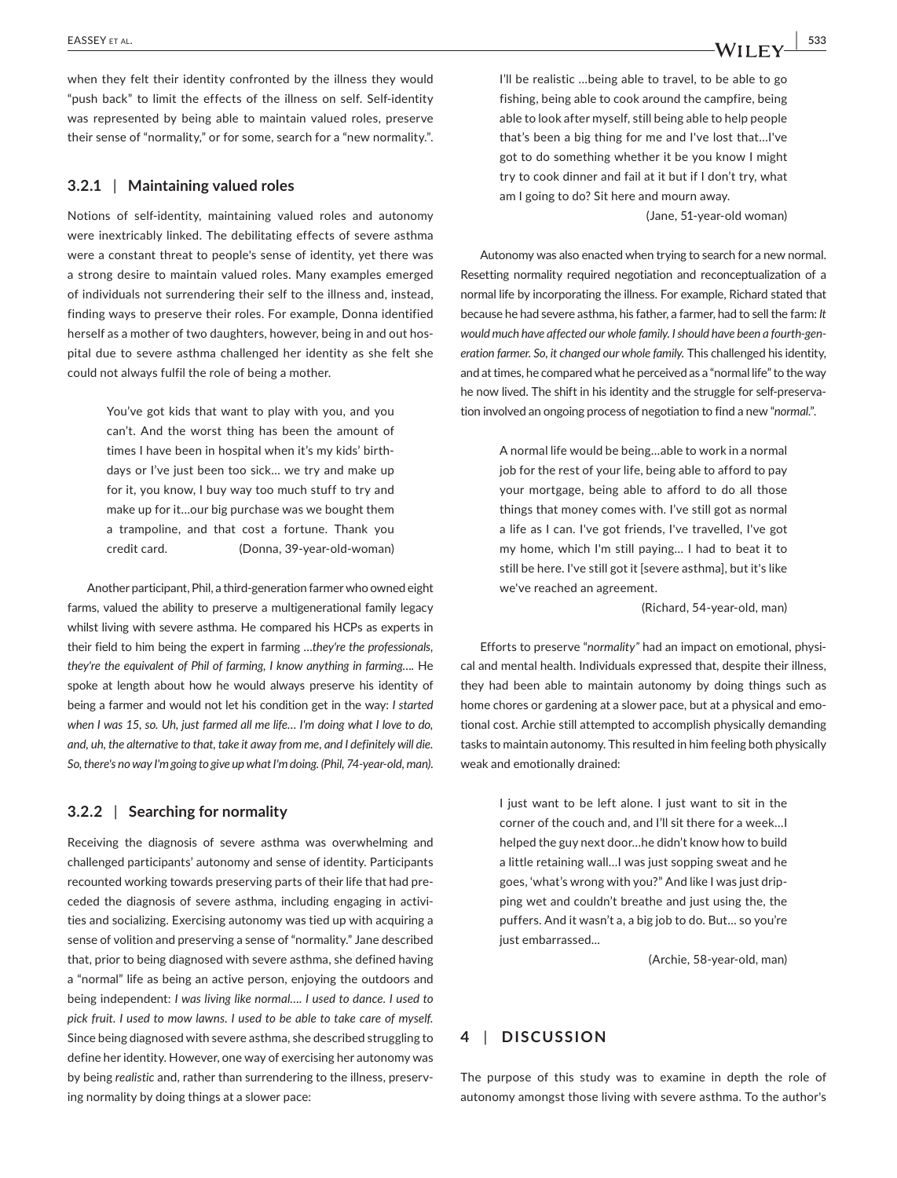when they felt their identity confronted by the illness they would "push back" to limit the effects of the illness on self. Self-identity was represented by being able to maintain valued roles, preserve their sense of "normality," or for some, search for a "new normality.".

### 3.2.1 | Maintaining valued roles

Notions of self-identity, maintaining valued roles and autonomy were inextricably linked. The debilitating effects of severe asthma were a constant threat to people's sense of identity, yet there was a strong desire to maintain valued roles. Many examples emerged of individuals not surrendering their self to the illness and, instead, finding ways to preserve their roles. For example, Donna identified herself as a mother of two daughters, however, being in and out hospital due to severe asthma challenged her identity as she felt she could not always fulfil the role of being a mother.

> You've got kids that want to play with you, and you can't. And the worst thing has been the amount of times I have been in hospital when it's my kids' birthdays or I've just been too sick… we try and make up for it, you know, I buy way too much stuff to try and make up for it…our big purchase was we bought them a trampoline, and that cost a fortune. Thank you credit card. (Donna, 39-year-old-woman)

Another participant, Phil, a third-generation farmer who owned eight farms, valued the ability to preserve a multigenerational family legacy whilst living with severe asthma. He compared his HCPs as experts in their field to him being the expert in farming *…they're the professionals, they're the equivalent of Phil of farming, I know anything in farming….* He spoke at length about how he would always preserve his identity of being a farmer and would not let his condition get in the way: *I started when I was 15, so. Uh, just farmed all me life… I'm doing what I love to do, and, uh, the alternative to that, take it away from me, and I definitely will die. So, there's no way I'm going to give up what I'm doing. (Phil, 74-year-old, man).*

### 3.2.2 | Searching for normality

Receiving the diagnosis of severe asthma was overwhelming and challenged participants' autonomy and sense of identity. Participants recounted working towards preserving parts of their life that had preceded the diagnosis of severe asthma, including engaging in activities and socializing. Exercising autonomy was tied up with acquiring a sense of volition and preserving a sense of "normality." Jane described that, prior to being diagnosed with severe asthma, she defined having a "normal" life as being an active person, enjoying the outdoors and being independent: *I was living like normal…. I used to dance. I used to pick fruit. I used to mow lawns. I used to be able to take care of myself.* Since being diagnosed with severe asthma, she described struggling to define her identity. However, one way of exercising her autonomy was by being *realistic* and, rather than surrendering to the illness, preserving normality by doing things at a slower pace:

> I'll be realistic …being able to travel, to be able to go fishing, being able to cook around the campfire, being able to look after myself, still being able to help people that's been a big thing for me and I've lost that…I've got to do something whether it be you know I might try to cook dinner and fail at it but if I don't try, what am I going to do? Sit here and mourn away.
>
> (Jane, 51-year-old woman)

Autonomy was also enacted when trying to search for a new normal. Resetting normality required negotiation and reconceptualization of a normal life by incorporating the illness. For example, Richard stated that because he had severe asthma, his father, a farmer, had to sell the farm: *It would much have affected our whole family. I should have been a fourth-generation farmer. So, it changed our whole family.* This challenged his identity, and at times, he compared what he perceived as a "normal life" to the way he now lived. The shift in his identity and the struggle for self-preservation involved an ongoing process of negotiation to find a new "*normal*.".

> A normal life would be being…able to work in a normal job for the rest of your life, being able to afford to pay your mortgage, being able to afford to do all those things that money comes with. I've still got as normal a life as I can. I've got friends, I've travelled, I've got my home, which I'm still paying… I had to beat it to still be here. I've still got it [severe asthma], but it's like we've reached an agreement.
>
> (Richard, 54-year-old, man)

Efforts to preserve "*normality*" had an impact on emotional, physical and mental health. Individuals expressed that, despite their illness, they had been able to maintain autonomy by doing things such as home chores or gardening at a slower pace, but at a physical and emotional cost. Archie still attempted to accomplish physically demanding tasks to maintain autonomy. This resulted in him feeling both physically weak and emotionally drained:

> I just want to be left alone. I just want to sit in the corner of the couch and, and I'll sit there for a week…I helped the guy next door…he didn't know how to build a little retaining wall…I was just sopping sweat and he goes, 'what's wrong with you?" And like I was just dripping wet and couldn't breathe and just using the, the puffers. And it wasn't a, a big job to do. But… so you're just embarrassed…
>
> (Archie, 58-year-old, man)

## 4 | DISCUSSION

The purpose of this study was to examine in depth the role of autonomy amongst those living with severe asthma. To the author's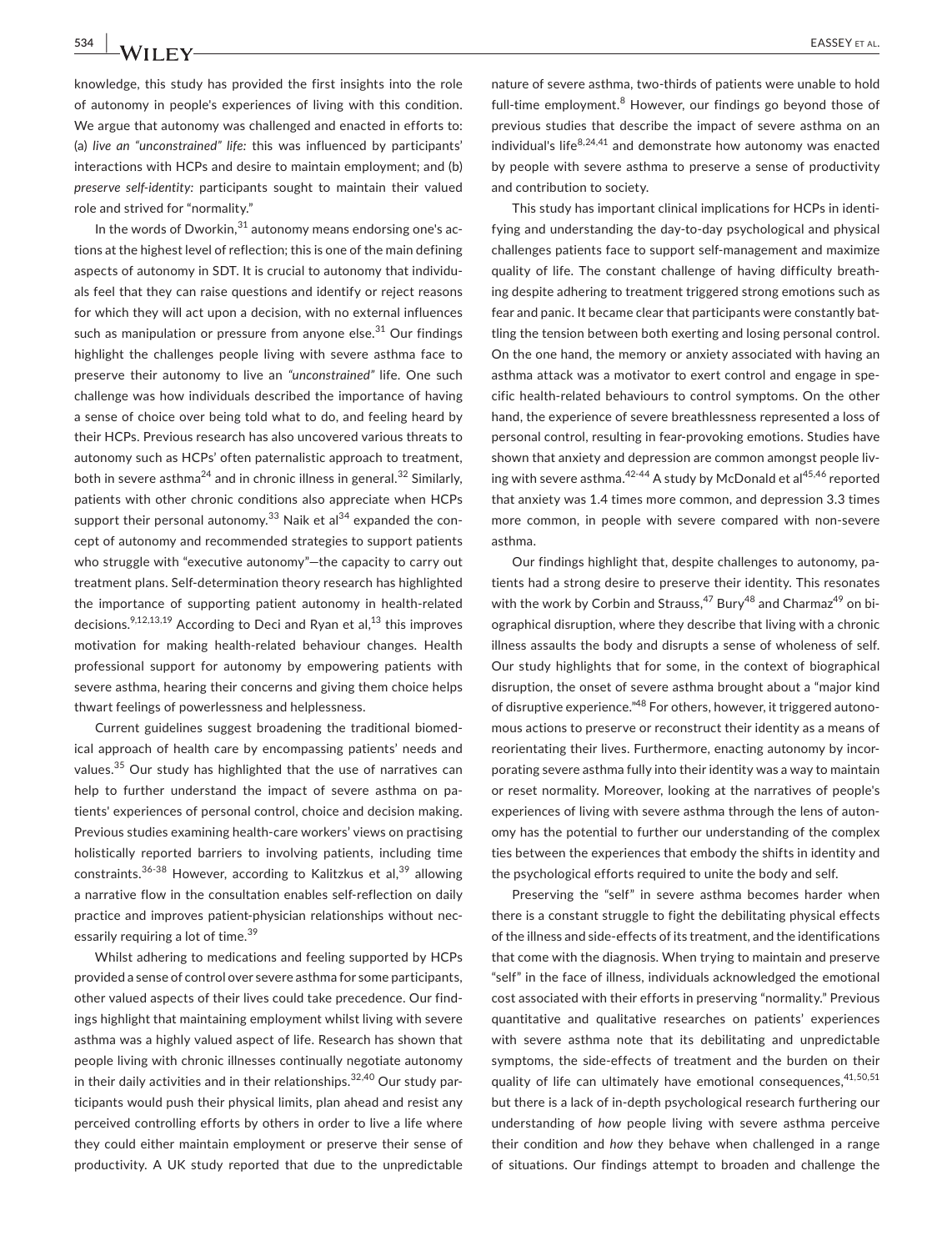knowledge, this study has provided the first insights into the role of autonomy in people's experiences of living with this condition. We argue that autonomy was challenged and enacted in efforts to: (a) *live an "unconstrained" life:* this was influenced by participants' interactions with HCPs and desire to maintain employment; and (b) *preserve self-identity:* participants sought to maintain their valued role and strived for "normality."

In the words of Dworkin,[31] autonomy means endorsing one's actions at the highest level of reflection; this is one of the main defining aspects of autonomy in SDT. It is crucial to autonomy that individuals feel that they can raise questions and identify or reject reasons for which they will act upon a decision, with no external influences such as manipulation or pressure from anyone else.[31] Our findings highlight the challenges people living with severe asthma face to preserve their autonomy to live an *"unconstrained"* life. One such challenge was how individuals described the importance of having a sense of choice over being told what to do, and feeling heard by their HCPs. Previous research has also uncovered various threats to autonomy such as HCPs' often paternalistic approach to treatment, both in severe asthma[24] and in chronic illness in general.[32] Similarly, patients with other chronic conditions also appreciate when HCPs support their personal autonomy.[33] Naik et al[34] expanded the concept of autonomy and recommended strategies to support patients who struggle with "executive autonomy"—the capacity to carry out treatment plans. Self-determination theory research has highlighted the importance of supporting patient autonomy in health-related decisions.[9,12,13,19] According to Deci and Ryan et al,[13] this improves motivation for making health-related behaviour changes. Health professional support for autonomy by empowering patients with severe asthma, hearing their concerns and giving them choice helps thwart feelings of powerlessness and helplessness.

Current guidelines suggest broadening the traditional biomedical approach of health care by encompassing patients' needs and values.[35] Our study has highlighted that the use of narratives can help to further understand the impact of severe asthma on patients' experiences of personal control, choice and decision making. Previous studies examining health-care workers' views on practising holistically reported barriers to involving patients, including time constraints.[36-38] However, according to Kalitzkus et al,[39] allowing a narrative flow in the consultation enables self-reflection on daily practice and improves patient-physician relationships without necessarily requiring a lot of time.[39]

Whilst adhering to medications and feeling supported by HCPs provided a sense of control over severe asthma for some participants, other valued aspects of their lives could take precedence. Our findings highlight that maintaining employment whilst living with severe asthma was a highly valued aspect of life. Research has shown that people living with chronic illnesses continually negotiate autonomy in their daily activities and in their relationships.[32,40] Our study participants would push their physical limits, plan ahead and resist any perceived controlling efforts by others in order to live a life where they could either maintain employment or preserve their sense of productivity. A UK study reported that due to the unpredictable nature of severe asthma, two-thirds of patients were unable to hold full-time employment.[8] However, our findings go beyond those of previous studies that describe the impact of severe asthma on an individual's life[8,24,41] and demonstrate how autonomy was enacted by people with severe asthma to preserve a sense of productivity and contribution to society.

This study has important clinical implications for HCPs in identifying and understanding the day-to-day psychological and physical challenges patients face to support self-management and maximize quality of life. The constant challenge of having difficulty breathing despite adhering to treatment triggered strong emotions such as fear and panic. It became clear that participants were constantly battling the tension between both exerting and losing personal control. On the one hand, the memory or anxiety associated with having an asthma attack was a motivator to exert control and engage in specific health-related behaviours to control symptoms. On the other hand, the experience of severe breathlessness represented a loss of personal control, resulting in fear-provoking emotions. Studies have shown that anxiety and depression are common amongst people living with severe asthma.[42-44] A study by McDonald et al[45,46] reported that anxiety was 1.4 times more common, and depression 3.3 times more common, in people with severe compared with non-severe asthma.

Our findings highlight that, despite challenges to autonomy, patients had a strong desire to preserve their identity. This resonates with the work by Corbin and Strauss,[47] Bury[48] and Charmaz[49] on biographical disruption, where they describe that living with a chronic illness assaults the body and disrupts a sense of wholeness of self. Our study highlights that for some, in the context of biographical disruption, the onset of severe asthma brought about a "major kind of disruptive experience."[48] For others, however, it triggered autonomous actions to preserve or reconstruct their identity as a means of reorientating their lives. Furthermore, enacting autonomy by incorporating severe asthma fully into their identity was a way to maintain or reset normality. Moreover, looking at the narratives of people's experiences of living with severe asthma through the lens of autonomy has the potential to further our understanding of the complex ties between the experiences that embody the shifts in identity and the psychological efforts required to unite the body and self.

Preserving the "self" in severe asthma becomes harder when there is a constant struggle to fight the debilitating physical effects of the illness and side-effects of its treatment, and the identifications that come with the diagnosis. When trying to maintain and preserve "self" in the face of illness, individuals acknowledged the emotional cost associated with their efforts in preserving "normality." Previous quantitative and qualitative researches on patients' experiences with severe asthma note that its debilitating and unpredictable symptoms, the side-effects of treatment and the burden on their quality of life can ultimately have emotional consequences,[41,50,51] but there is a lack of in-depth psychological research furthering our understanding of *how* people living with severe asthma perceive their condition and *how* they behave when challenged in a range of situations. Our findings attempt to broaden and challenge the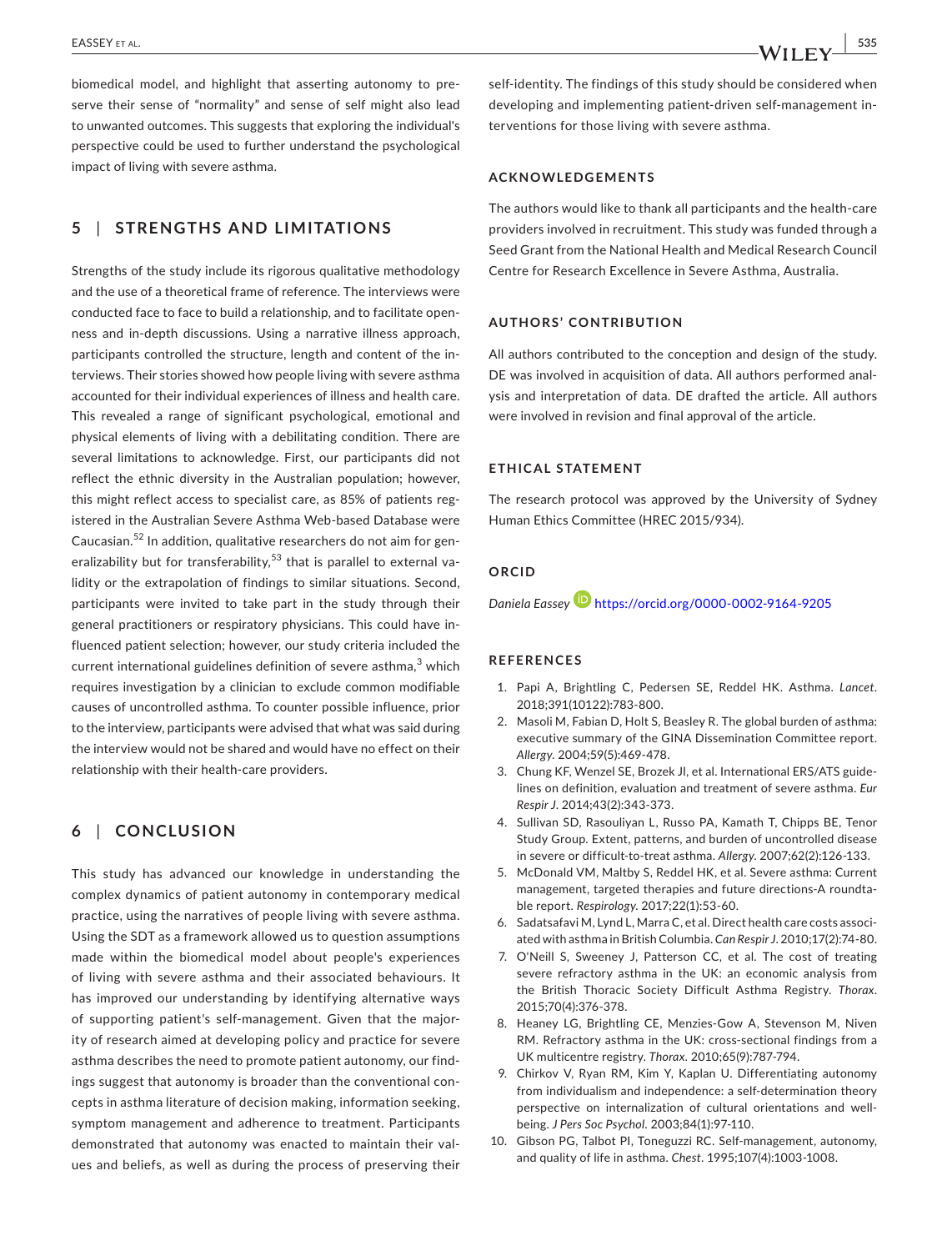biomedical model, and highlight that asserting autonomy to preserve their sense of "normality" and sense of self might also lead to unwanted outcomes. This suggests that exploring the individual's perspective could be used to further understand the psychological impact of living with severe asthma.

## 5 | STRENGTHS AND LIMITATIONS

Strengths of the study include its rigorous qualitative methodology and the use of a theoretical frame of reference. The interviews were conducted face to face to build a relationship, and to facilitate openness and in-depth discussions. Using a narrative illness approach, participants controlled the structure, length and content of the interviews. Their stories showed how people living with severe asthma accounted for their individual experiences of illness and health care. This revealed a range of significant psychological, emotional and physical elements of living with a debilitating condition. There are several limitations to acknowledge. First, our participants did not reflect the ethnic diversity in the Australian population; however, this might reflect access to specialist care, as 85% of patients registered in the Australian Severe Asthma Web-based Database were Caucasian.[52] In addition, qualitative researchers do not aim for generalizability but for transferability,[53] that is parallel to external validity or the extrapolation of findings to similar situations. Second, participants were invited to take part in the study through their general practitioners or respiratory physicians. This could have influenced patient selection; however, our study criteria included the current international guidelines definition of severe asthma,[3] which requires investigation by a clinician to exclude common modifiable causes of uncontrolled asthma. To counter possible influence, prior to the interview, participants were advised that what was said during the interview would not be shared and would have no effect on their relationship with their health-care providers.

## 6 | CONCLUSION

This study has advanced our knowledge in understanding the complex dynamics of patient autonomy in contemporary medical practice, using the narratives of people living with severe asthma. Using the SDT as a framework allowed us to question assumptions made within the biomedical model about people's experiences of living with severe asthma and their associated behaviours. It has improved our understanding by identifying alternative ways of supporting patient's self-management. Given that the majority of research aimed at developing policy and practice for severe asthma describes the need to promote patient autonomy, our findings suggest that autonomy is broader than the conventional concepts in asthma literature of decision making, information seeking, symptom management and adherence to treatment. Participants demonstrated that autonomy was enacted to maintain their values and beliefs, as well as during the process of preserving their self-identity. The findings of this study should be considered when developing and implementing patient-driven self-management interventions for those living with severe asthma.

### ACKNOWLEDGEMENTS

The authors would like to thank all participants and the health-care providers involved in recruitment. This study was funded through a Seed Grant from the National Health and Medical Research Council Centre for Research Excellence in Severe Asthma, Australia.

### AUTHORS' CONTRIBUTION

All authors contributed to the conception and design of the study. DE was involved in acquisition of data. All authors performed analysis and interpretation of data. DE drafted the article. All authors were involved in revision and final approval of the article.

### ETHICAL STATEMENT

The research protocol was approved by the University of Sydney Human Ethics Committee (HREC 2015/934).

### ORCID

*Daniela Eassey* https://orcid.org/0000-0002-9164-9205

### REFERENCES

1. Papi A, Brightling C, Pedersen SE, Reddel HK. Asthma. *Lancet*. 2018;391(10122):783-800.
2. Masoli M, Fabian D, Holt S, Beasley R. The global burden of asthma: executive summary of the GINA Dissemination Committee report. *Allergy*. 2004;59(5):469-478.
3. Chung KF, Wenzel SE, Brozek JI, et al. International ERS/ATS guidelines on definition, evaluation and treatment of severe asthma. *Eur Respir J*. 2014;43(2):343-373.
4. Sullivan SD, Rasouliyan L, Russo PA, Kamath T, Chipps BE, Tenor Study Group. Extent, patterns, and burden of uncontrolled disease in severe or difficult-to-treat asthma. *Allergy*. 2007;62(2):126-133.
5. McDonald VM, Maltby S, Reddel HK, et al. Severe asthma: Current management, targeted therapies and future directions-A roundtable report. *Respirology*. 2017;22(1):53-60.
6. Sadatsafavi M, Lynd L, Marra C, et al. Direct health care costs associated with asthma in British Columbia. *Can Respir J*. 2010;17(2):74-80.
7. O'Neill S, Sweeney J, Patterson CC, et al. The cost of treating severe refractory asthma in the UK: an economic analysis from the British Thoracic Society Difficult Asthma Registry. *Thorax*. 2015;70(4):376-378.
8. Heaney LG, Brightling CE, Menzies-Gow A, Stevenson M, Niven RM. Refractory asthma in the UK: cross-sectional findings from a UK multicentre registry. *Thorax*. 2010;65(9):787-794.
9. Chirkov V, Ryan RM, Kim Y, Kaplan U. Differentiating autonomy from individualism and independence: a self-determination theory perspective on internalization of cultural orientations and well-being. *J Pers Soc Psychol*. 2003;84(1):97-110.
10. Gibson PG, Talbot PI, Toneguzzi RC. Self-management, autonomy, and quality of life in asthma. *Chest*. 1995;107(4):1003-1008.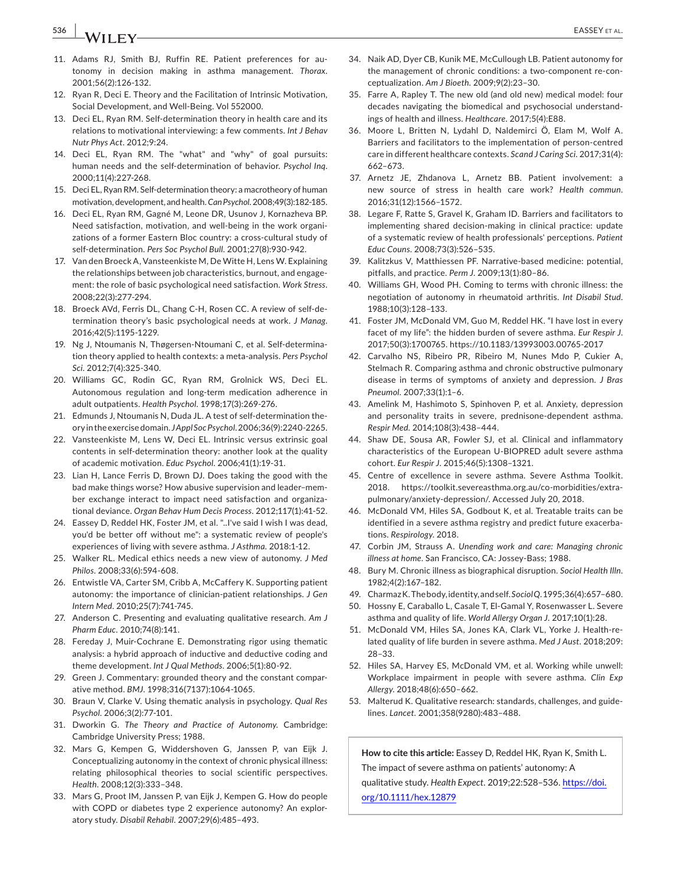11. Adams RJ, Smith BJ, Ruffin RE. Patient preferences for autonomy in decision making in asthma management. *Thorax*. 2001;56(2):126-132.
12. Ryan R, Deci E. Theory and the Facilitation of Intrinsic Motivation, Social Development, and Well-Being. Vol 552000.
13. Deci EL, Ryan RM. Self-determination theory in health care and its relations to motivational interviewing: a few comments. *Int J Behav Nutr Phys Act*. 2012;9:24.
14. Deci EL, Ryan RM. The "what" and "why" of goal pursuits: human needs and the self-determination of behavior. *Psychol Inq*. 2000;11(4):227-268.
15. Deci EL, Ryan RM. Self-determination theory: a macrotheory of human motivation, development, and health. *Can Psychol*. 2008;49(3):182-185.
16. Deci EL, Ryan RM, Gagné M, Leone DR, Usunov J, Kornazheva BP. Need satisfaction, motivation, and well-being in the work organizations of a former Eastern Bloc country: a cross-cultural study of self-determination. *Pers Soc Psychol Bull*. 2001;27(8):930-942.
17. Van den Broeck A, Vansteenkiste M, De Witte H, Lens W. Explaining the relationships between job characteristics, burnout, and engagement: the role of basic psychological need satisfaction. *Work Stress*. 2008;22(3):277-294.
18. Broeck AVd, Ferris DL, Chang C-H, Rosen CC. A review of self-determination theory's basic psychological needs at work. *J Manag*. 2016;42(5):1195-1229.
19. Ng J, Ntoumanis N, Thøgersen-Ntoumani C, et al. Self-determination theory applied to health contexts: a meta-analysis. *Pers Psychol Sci*. 2012;7(4):325-340.
20. Williams GC, Rodin GC, Ryan RM, Grolnick WS, Deci EL. Autonomous regulation and long-term medication adherence in adult outpatients. *Health Psychol*. 1998;17(3):269-276.
21. Edmunds J, Ntoumanis N, Duda JL. A test of self-determination theory in the exercise domain. *J Appl Soc Psychol*. 2006;36(9):2240-2265.
22. Vansteenkiste M, Lens W, Deci EL. Intrinsic versus extrinsic goal contents in self-determination theory: another look at the quality of academic motivation. *Educ Psychol*. 2006;41(1):19-31.
23. Lian H, Lance Ferris D, Brown DJ. Does taking the good with the bad make things worse? How abusive supervision and leader–member exchange interact to impact need satisfaction and organizational deviance. *Organ Behav Hum Decis Process*. 2012;117(1):41-52.
24. Eassey D, Reddel HK, Foster JM, et al. "..I've said I wish I was dead, you'd be better off without me": a systematic review of people's experiences of living with severe asthma. *J Asthma*. 2018:1-12.
25. Walker RL. Medical ethics needs a new view of autonomy. *J Med Philos*. 2008;33(6):594-608.
26. Entwistle VA, Carter SM, Cribb A, McCaffery K. Supporting patient autonomy: the importance of clinician-patient relationships. *J Gen Intern Med*. 2010;25(7):741-745.
27. Anderson C. Presenting and evaluating qualitative research. *Am J Pharm Educ*. 2010;74(8):141.
28. Fereday J, Muir-Cochrane E. Demonstrating rigor using thematic analysis: a hybrid approach of inductive and deductive coding and theme development. *Int J Qual Methods*. 2006;5(1):80-92.
29. Green J. Commentary: grounded theory and the constant comparative method. *BMJ*. 1998;316(7137):1064-1065.
30. Braun V, Clarke V. Using thematic analysis in psychology. *Qual Res Psychol*. 2006;3(2):77-101.
31. Dworkin G. *The Theory and Practice of Autonomy*. Cambridge: Cambridge University Press; 1988.
32. Mars G, Kempen G, Widdershoven G, Janssen P, van Eijk J. Conceptualizing autonomy in the context of chronic physical illness: relating philosophical theories to social scientific perspectives. *Health*. 2008;12(3):333–348.
33. Mars G, Proot IM, Janssen P, van Eijk J, Kempen G. How do people with COPD or diabetes type 2 experience autonomy? An exploratory study. *Disabil Rehabil*. 2007;29(6):485–493.
34. Naik AD, Dyer CB, Kunik ME, McCullough LB. Patient autonomy for the management of chronic conditions: a two-component re-conceptualization. *Am J Bioeth*. 2009;9(2):23–30.
35. Farre A, Rapley T. The new old (and old new) medical model: four decades navigating the biomedical and psychosocial understandings of health and illness. *Healthcare*. 2017;5(4):E88.
36. Moore L, Britten N, Lydahl D, Naldemirci Ö, Elam M, Wolf A. Barriers and facilitators to the implementation of person-centred care in different healthcare contexts. *Scand J Caring Sci*. 2017;31(4):662–673.
37. Arnetz JE, Zhdanova L, Arnetz BB. Patient involvement: a new source of stress in health care work? *Health commun*. 2016;31(12):1566–1572.
38. Legare F, Ratte S, Gravel K, Graham ID. Barriers and facilitators to implementing shared decision-making in clinical practice: update of a systematic review of health professionals' perceptions. *Patient Educ Couns*. 2008;73(3):526–535.
39. Kalitzkus V, Matthiessen PF. Narrative-based medicine: potential, pitfalls, and practice. *Perm J*. 2009;13(1):80–86.
40. Williams GH, Wood PH. Coming to terms with chronic illness: the negotiation of autonomy in rheumatoid arthritis. *Int Disabil Stud*. 1988;10(3):128–133.
41. Foster JM, McDonald VM, Guo M, Reddel HK. "I have lost in every facet of my life": the hidden burden of severe asthma. *Eur Respir J*. 2017;50(3):1700765. https://10.1183/13993003.00765-2017
42. Carvalho NS, Ribeiro PR, Ribeiro M, Nunes Mdo P, Cukier A, Stelmach R. Comparing asthma and chronic obstructive pulmonary disease in terms of symptoms of anxiety and depression. *J Bras Pneumol*. 2007;33(1):1–6.
43. Amelink M, Hashimoto S, Spinhoven P, et al. Anxiety, depression and personality traits in severe, prednisone-dependent asthma. *Respir Med*. 2014;108(3):438–444.
44. Shaw DE, Sousa AR, Fowler SJ, et al. Clinical and inflammatory characteristics of the European U-BIOPRED adult severe asthma cohort. *Eur Respir J*. 2015;46(5):1308–1321.
45. Centre of excellence in severe asthma. Severe Asthma Toolkit. 2018. https://toolkit.severeasthma.org.au/co-morbidities/extra-pulmonary/anxiety-depression/. Accessed July 20, 2018.
46. McDonald VM, Hiles SA, Godbout K, et al. Treatable traits can be identified in a severe asthma registry and predict future exacerbations. *Respirology*. 2018.
47. Corbin JM, Strauss A. *Unending work and care: Managing chronic illness at home*. San Francisco, CA: Jossey-Bass; 1988.
48. Bury M. Chronic illness as biographical disruption. *Sociol Health Illn*. 1982;4(2):167–182.
49. Charmaz K. The body, identity, and self. *Sociol Q*. 1995;36(4):657–680.
50. Hossny E, Caraballo L, Casale T, El-Gamal Y, Rosenwasser L. Severe asthma and quality of life. *World Allergy Organ J*. 2017;10(1):28.
51. McDonald VM, Hiles SA, Jones KA, Clark VL, Yorke J. Health-related quality of life burden in severe asthma. *Med J Aust*. 2018;209:28–33.
52. Hiles SA, Harvey ES, McDonald VM, et al. Working while unwell: Workplace impairment in people with severe asthma. *Clin Exp Allergy*. 2018;48(6):650–662.
53. Malterud K. Qualitative research: standards, challenges, and guidelines. *Lancet*. 2001;358(9280):483–488.

**How to cite this article:** Eassey D, Reddel HK, Ryan K, Smith L. The impact of severe asthma on patients' autonomy: A qualitative study. *Health Expect*. 2019;22:528–536. https://doi.org/10.1111/hex.12879